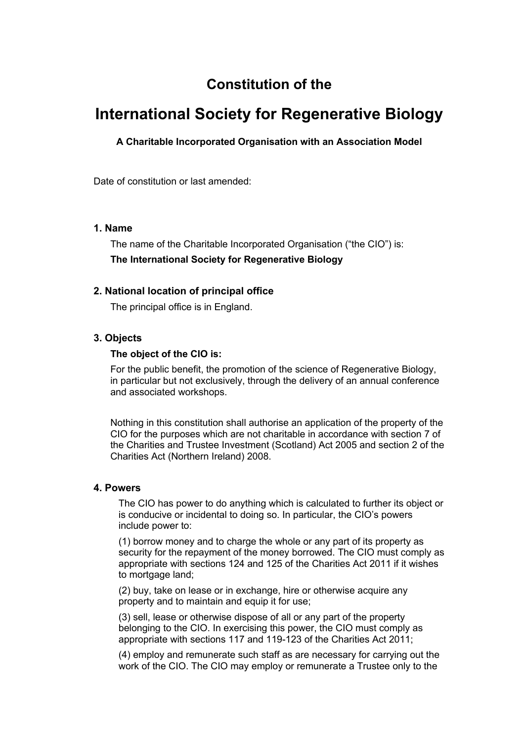# Constitution of the

# International Society for Regenerative Biology

**A Charitable Incorporated Organisation with an Association Model**

Date of constitution or last amended:

### 1. Name

The name of the Charitable Incorporated Organisation ("the CIO") is:

**The International Society for Regenerative Biology**

### 2. National location of principal office

The principal office is in England.

### 3. Objects

**The object of the CIO is:**

For the public benefit, the promotion of the science of Regenerative Biology, in particular but not exclusively, through the delivery of an annual conference and associated workshops.

Nothing in this constitution shall authorise an application of the property of the CIO for the purposes which are not charitable in accordance with section 7 of the Charities and Trustee Investment (Scotland) Act 2005 and section 2 of the Charities Act (Northern Ireland) 2008.

### 4. Powers

The CIO has power to do anything which is calculated to further its object or is conducive or incidental to doing so. In particular, the CIO's powers include power to:

(1) borrow money and to charge the whole or any part of its property as security for the repayment of the money borrowed. The CIO must comply as appropriate with sections 124 and 125 of the Charities Act 2011 if it wishes to mortgage land;

(2) buy, take on lease or in exchange, hire or otherwise acquire any property and to maintain and equip it for use;

(3) sell, lease or otherwise dispose of all or any part of the property belonging to the CIO. In exercising this power, the CIO must comply as appropriate with sections 117 and 119-123 of the Charities Act 2011;

(4) employ and remunerate such staff as are necessary for carrying out the work of the CIO. The CIO may employ or remunerate a Trustee only to the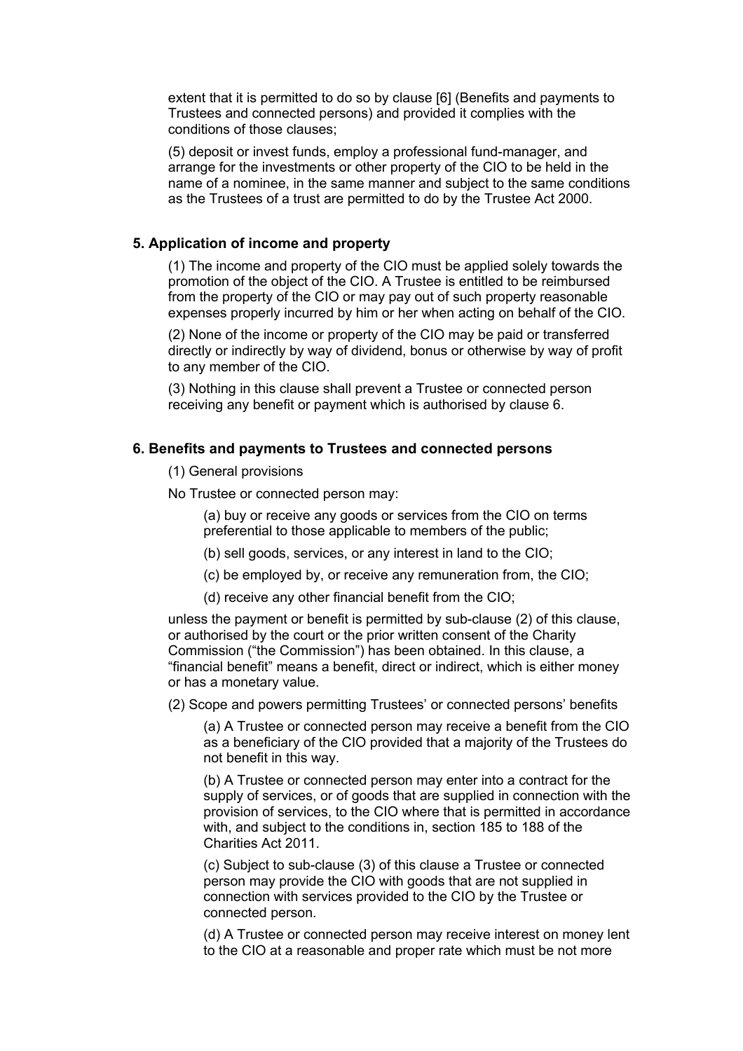extent that it is permitted to do so by clause [6] (Benefits and payments to Trustees and connected persons) and provided it complies with the conditions of those clauses;

(5) deposit or invest funds, employ a professional fund-manager, and arrange for the investments or other property of the CIO to be held in the name of a nominee, in the same manner and subject to the same conditions as the Trustees of a trust are permitted to do by the Trustee Act 2000.

### 5. Application of income and property

(1) The income and property of the CIO must be applied solely towards the promotion of the object of the CIO. A Trustee is entitled to be reimbursed from the property of the CIO or may pay out of such property reasonable expenses properly incurred by him or her when acting on behalf of the CIO.

(2) None of the income or property of the CIO may be paid or transferred directly or indirectly by way of dividend, bonus or otherwise by way of profit to any member of the CIO.

(3) Nothing in this clause shall prevent a Trustee or connected person receiving any benefit or payment which is authorised by clause 6.

### 6. Benefits and payments to Trustees and connected persons

(1) General provisions

No Trustee or connected person may:

(a) buy or receive any goods or services from the CIO on terms preferential to those applicable to members of the public;

(b) sell goods, services, or any interest in land to the CIO;

(c) be employed by, or receive any remuneration from, the CIO;

(d) receive any other financial benefit from the CIO;

unless the payment or benefit is permitted by sub-clause (2) of this clause, or authorised by the court or the prior written consent of the Charity Commission ("the Commission") has been obtained. In this clause, a "financial benefit" means a benefit, direct or indirect, which is either money or has a monetary value.

(2) Scope and powers permitting Trustees' or connected persons' benefits

(a) A Trustee or connected person may receive a benefit from the CIO as a beneficiary of the CIO provided that a majority of the Trustees do not benefit in this way.

(b) A Trustee or connected person may enter into a contract for the supply of services, or of goods that are supplied in connection with the provision of services, to the CIO where that is permitted in accordance with, and subject to the conditions in, section 185 to 188 of the Charities Act 2011.

(c) Subject to sub-clause (3) of this clause a Trustee or connected person may provide the CIO with goods that are not supplied in connection with services provided to the CIO by the Trustee or connected person.

(d) A Trustee or connected person may receive interest on money lent to the CIO at a reasonable and proper rate which must be not more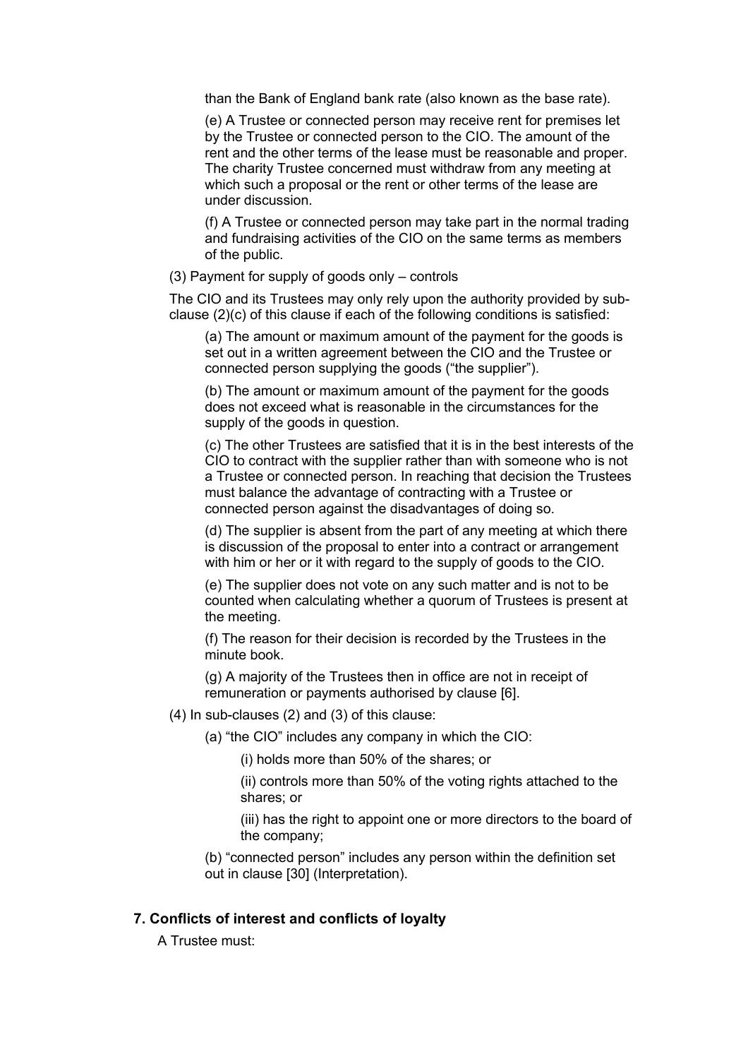than the Bank of England bank rate (also known as the base rate).

(e) A Trustee or connected person may receive rent for premises let by the Trustee or connected person to the CIO. The amount of the rent and the other terms of the lease must be reasonable and proper. The charity Trustee concerned must withdraw from any meeting at which such a proposal or the rent or other terms of the lease are under discussion.

(f) A Trustee or connected person may take part in the normal trading and fundraising activities of the CIO on the same terms as members of the public.

(3) Payment for supply of goods only – controls

The CIO and its Trustees may only rely upon the authority provided by sub-clause (2)(c) of this clause if each of the following conditions is satisfied:

(a) The amount or maximum amount of the payment for the goods is set out in a written agreement between the CIO and the Trustee or connected person supplying the goods ("the supplier").

(b) The amount or maximum amount of the payment for the goods does not exceed what is reasonable in the circumstances for the supply of the goods in question.

(c) The other Trustees are satisfied that it is in the best interests of the CIO to contract with the supplier rather than with someone who is not a Trustee or connected person. In reaching that decision the Trustees must balance the advantage of contracting with a Trustee or connected person against the disadvantages of doing so.

(d) The supplier is absent from the part of any meeting at which there is discussion of the proposal to enter into a contract or arrangement with him or her or it with regard to the supply of goods to the CIO.

(e) The supplier does not vote on any such matter and is not to be counted when calculating whether a quorum of Trustees is present at the meeting.

(f) The reason for their decision is recorded by the Trustees in the minute book.

(g) A majority of the Trustees then in office are not in receipt of remuneration or payments authorised by clause [6].

(4) In sub-clauses (2) and (3) of this clause:

(a) "the CIO" includes any company in which the CIO:

(i) holds more than 50% of the shares; or

(ii) controls more than 50% of the voting rights attached to the shares; or

(iii) has the right to appoint one or more directors to the board of the company;

(b) "connected person" includes any person within the definition set out in clause [30] (Interpretation).

## 7. Conflicts of interest and conflicts of loyalty

A Trustee must: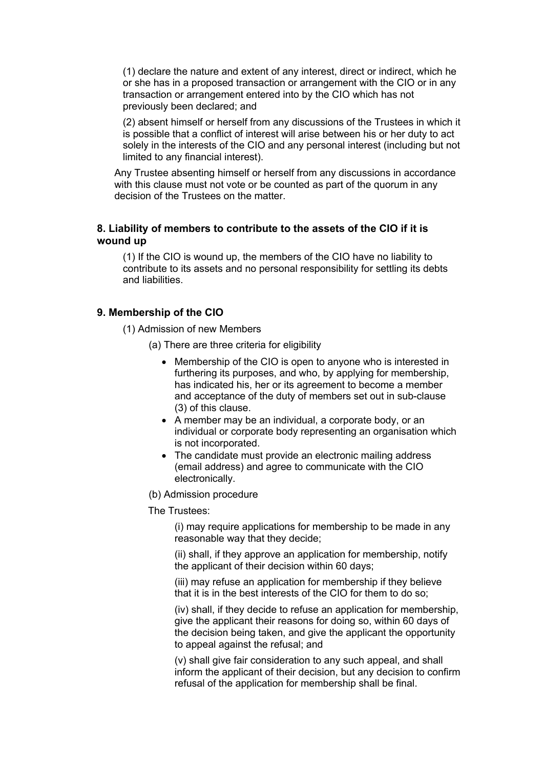(1) declare the nature and extent of any interest, direct or indirect, which he or she has in a proposed transaction or arrangement with the CIO or in any transaction or arrangement entered into by the CIO which has not previously been declared; and

(2) absent himself or herself from any discussions of the Trustees in which it is possible that a conflict of interest will arise between his or her duty to act solely in the interests of the CIO and any personal interest (including but not limited to any financial interest).

Any Trustee absenting himself or herself from any discussions in accordance with this clause must not vote or be counted as part of the quorum in any decision of the Trustees on the matter.

## 8. Liability of members to contribute to the assets of the CIO if it is wound up

(1) If the CIO is wound up, the members of the CIO have no liability to contribute to its assets and no personal responsibility for settling its debts and liabilities.

## 9. Membership of the CIO

(1) Admission of new Members

(a) There are three criteria for eligibility

- Membership of the CIO is open to anyone who is interested in furthering its purposes, and who, by applying for membership, has indicated his, her or its agreement to become a member and acceptance of the duty of members set out in sub-clause (3) of this clause.
- A member may be an individual, a corporate body, or an individual or corporate body representing an organisation which is not incorporated.
- The candidate must provide an electronic mailing address (email address) and agree to communicate with the CIO electronically.

(b) Admission procedure

The Trustees:

(i) may require applications for membership to be made in any reasonable way that they decide;

(ii) shall, if they approve an application for membership, notify the applicant of their decision within 60 days;

(iii) may refuse an application for membership if they believe that it is in the best interests of the CIO for them to do so;

(iv) shall, if they decide to refuse an application for membership, give the applicant their reasons for doing so, within 60 days of the decision being taken, and give the applicant the opportunity to appeal against the refusal; and

(v) shall give fair consideration to any such appeal, and shall inform the applicant of their decision, but any decision to confirm refusal of the application for membership shall be final.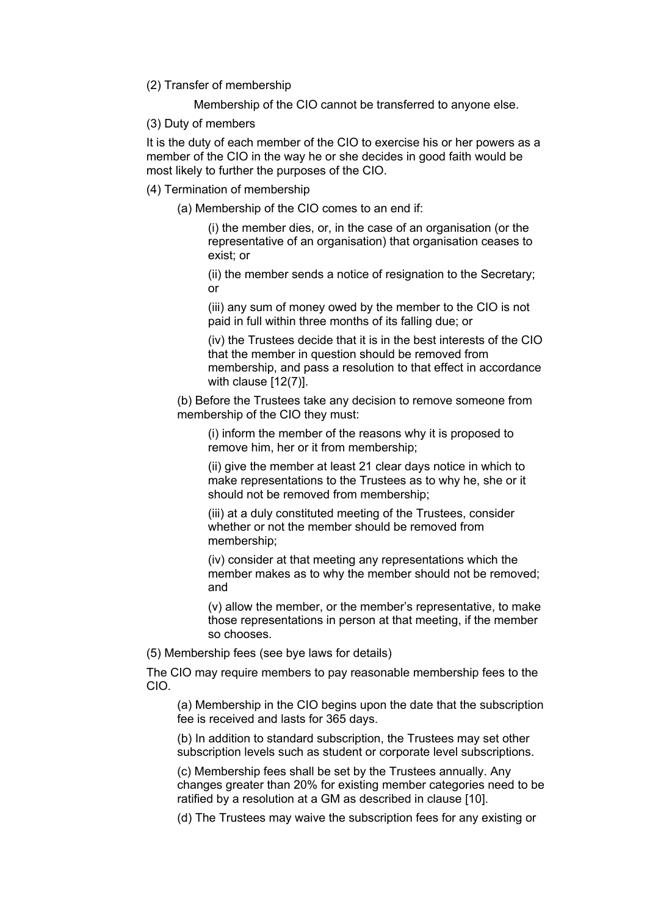(2) Transfer of membership

Membership of the CIO cannot be transferred to anyone else.

(3) Duty of members

It is the duty of each member of the CIO to exercise his or her powers as a member of the CIO in the way he or she decides in good faith would be most likely to further the purposes of the CIO.

(4) Termination of membership

(a) Membership of the CIO comes to an end if:

(i) the member dies, or, in the case of an organisation (or the representative of an organisation) that organisation ceases to exist; or

(ii) the member sends a notice of resignation to the Secretary; or

(iii) any sum of money owed by the member to the CIO is not paid in full within three months of its falling due; or

(iv) the Trustees decide that it is in the best interests of the CIO that the member in question should be removed from membership, and pass a resolution to that effect in accordance with clause [12(7)].

(b) Before the Trustees take any decision to remove someone from membership of the CIO they must:

(i) inform the member of the reasons why it is proposed to remove him, her or it from membership;

(ii) give the member at least 21 clear days notice in which to make representations to the Trustees as to why he, she or it should not be removed from membership;

(iii) at a duly constituted meeting of the Trustees, consider whether or not the member should be removed from membership;

(iv) consider at that meeting any representations which the member makes as to why the member should not be removed; and

(v) allow the member, or the member's representative, to make those representations in person at that meeting, if the member so chooses.

(5) Membership fees (see bye laws for details)

The CIO may require members to pay reasonable membership fees to the CIO.

(a) Membership in the CIO begins upon the date that the subscription fee is received and lasts for 365 days.

(b) In addition to standard subscription, the Trustees may set other subscription levels such as student or corporate level subscriptions.

(c) Membership fees shall be set by the Trustees annually. Any changes greater than 20% for existing member categories need to be ratified by a resolution at a GM as described in clause [10].

(d) The Trustees may waive the subscription fees for any existing or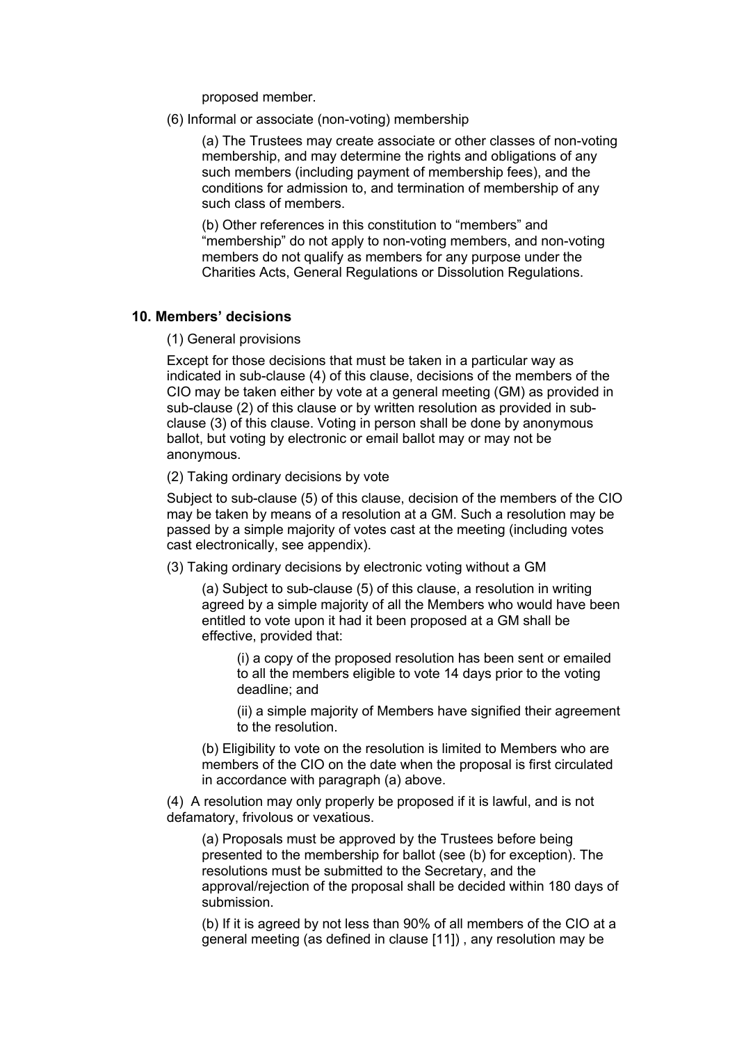proposed member.

(6) Informal or associate (non-voting) membership

(a) The Trustees may create associate or other classes of non-voting membership, and may determine the rights and obligations of any such members (including payment of membership fees), and the conditions for admission to, and termination of membership of any such class of members.

(b) Other references in this constitution to "members" and "membership" do not apply to non-voting members, and non-voting members do not qualify as members for any purpose under the Charities Acts, General Regulations or Dissolution Regulations.

## 10. Members' decisions

(1) General provisions

Except for those decisions that must be taken in a particular way as indicated in sub-clause (4) of this clause, decisions of the members of the CIO may be taken either by vote at a general meeting (GM) as provided in sub-clause (2) of this clause or by written resolution as provided in sub-clause (3) of this clause. Voting in person shall be done by anonymous ballot, but voting by electronic or email ballot may or may not be anonymous.

(2) Taking ordinary decisions by vote

Subject to sub-clause (5) of this clause, decision of the members of the CIO may be taken by means of a resolution at a GM. Such a resolution may be passed by a simple majority of votes cast at the meeting (including votes cast electronically, see appendix).

(3) Taking ordinary decisions by electronic voting without a GM

(a) Subject to sub-clause (5) of this clause, a resolution in writing agreed by a simple majority of all the Members who would have been entitled to vote upon it had it been proposed at a GM shall be effective, provided that:

(i) a copy of the proposed resolution has been sent or emailed to all the members eligible to vote 14 days prior to the voting deadline; and

(ii) a simple majority of Members have signified their agreement to the resolution.

(b) Eligibility to vote on the resolution is limited to Members who are members of the CIO on the date when the proposal is first circulated in accordance with paragraph (a) above.

(4) A resolution may only properly be proposed if it is lawful, and is not defamatory, frivolous or vexatious.

(a) Proposals must be approved by the Trustees before being presented to the membership for ballot (see (b) for exception). The resolutions must be submitted to the Secretary, and the approval/rejection of the proposal shall be decided within 180 days of submission.

(b) If it is agreed by not less than 90% of all members of the CIO at a general meeting (as defined in clause [11]) , any resolution may be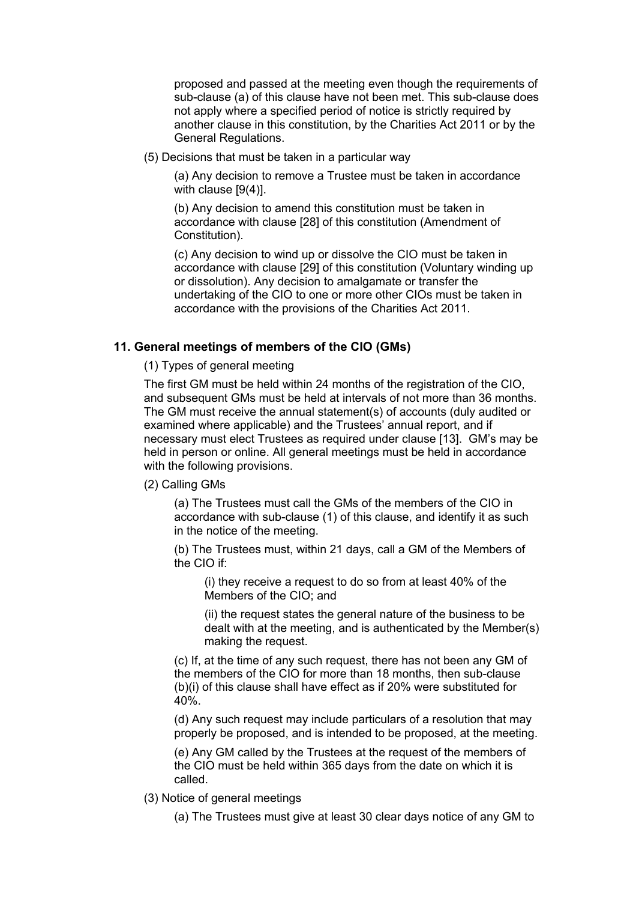proposed and passed at the meeting even though the requirements of sub-clause (a) of this clause have not been met. This sub-clause does not apply where a specified period of notice is strictly required by another clause in this constitution, by the Charities Act 2011 or by the General Regulations.

(5) Decisions that must be taken in a particular way

(a) Any decision to remove a Trustee must be taken in accordance with clause [9(4)].

(b) Any decision to amend this constitution must be taken in accordance with clause [28] of this constitution (Amendment of Constitution).

(c) Any decision to wind up or dissolve the CIO must be taken in accordance with clause [29] of this constitution (Voluntary winding up or dissolution). Any decision to amalgamate or transfer the undertaking of the CIO to one or more other CIOs must be taken in accordance with the provisions of the Charities Act 2011.

### 11. General meetings of members of the CIO (GMs)

(1) Types of general meeting

The first GM must be held within 24 months of the registration of the CIO, and subsequent GMs must be held at intervals of not more than 36 months. The GM must receive the annual statement(s) of accounts (duly audited or examined where applicable) and the Trustees' annual report, and if necessary must elect Trustees as required under clause [13]. GM's may be held in person or online. All general meetings must be held in accordance with the following provisions.

(2) Calling GMs

(a) The Trustees must call the GMs of the members of the CIO in accordance with sub-clause (1) of this clause, and identify it as such in the notice of the meeting.

(b) The Trustees must, within 21 days, call a GM of the Members of the CIO if:

(i) they receive a request to do so from at least 40% of the Members of the CIO; and

(ii) the request states the general nature of the business to be dealt with at the meeting, and is authenticated by the Member(s) making the request.

(c) If, at the time of any such request, there has not been any GM of the members of the CIO for more than 18 months, then sub-clause (b)(i) of this clause shall have effect as if 20% were substituted for 40%.

(d) Any such request may include particulars of a resolution that may properly be proposed, and is intended to be proposed, at the meeting.

(e) Any GM called by the Trustees at the request of the members of the CIO must be held within 365 days from the date on which it is called.

(3) Notice of general meetings

(a) The Trustees must give at least 30 clear days notice of any GM to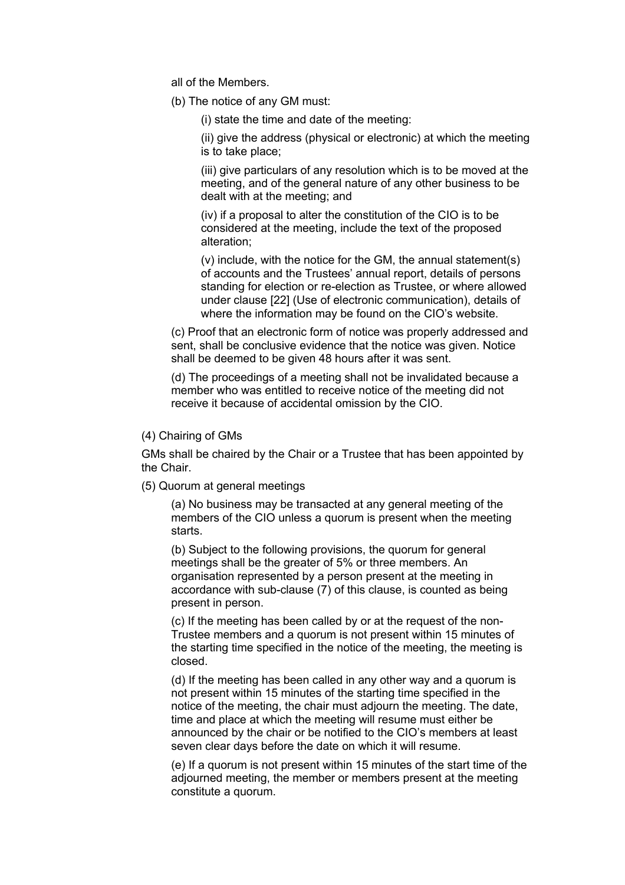all of the Members.

(b) The notice of any GM must:

(i) state the time and date of the meeting:

(ii) give the address (physical or electronic) at which the meeting is to take place;

(iii) give particulars of any resolution which is to be moved at the meeting, and of the general nature of any other business to be dealt with at the meeting; and

(iv) if a proposal to alter the constitution of the CIO is to be considered at the meeting, include the text of the proposed alteration;

(v) include, with the notice for the GM, the annual statement(s) of accounts and the Trustees' annual report, details of persons standing for election or re-election as Trustee, or where allowed under clause [22] (Use of electronic communication), details of where the information may be found on the CIO's website.

(c) Proof that an electronic form of notice was properly addressed and sent, shall be conclusive evidence that the notice was given. Notice shall be deemed to be given 48 hours after it was sent.

(d) The proceedings of a meeting shall not be invalidated because a member who was entitled to receive notice of the meeting did not receive it because of accidental omission by the CIO.

(4) Chairing of GMs

GMs shall be chaired by the Chair or a Trustee that has been appointed by the Chair.

(5) Quorum at general meetings

(a) No business may be transacted at any general meeting of the members of the CIO unless a quorum is present when the meeting starts.

(b) Subject to the following provisions, the quorum for general meetings shall be the greater of 5% or three members. An organisation represented by a person present at the meeting in accordance with sub-clause (7) of this clause, is counted as being present in person.

(c) If the meeting has been called by or at the request of the non-Trustee members and a quorum is not present within 15 minutes of the starting time specified in the notice of the meeting, the meeting is closed.

(d) If the meeting has been called in any other way and a quorum is not present within 15 minutes of the starting time specified in the notice of the meeting, the chair must adjourn the meeting. The date, time and place at which the meeting will resume must either be announced by the chair or be notified to the CIO's members at least seven clear days before the date on which it will resume.

(e) If a quorum is not present within 15 minutes of the start time of the adjourned meeting, the member or members present at the meeting constitute a quorum.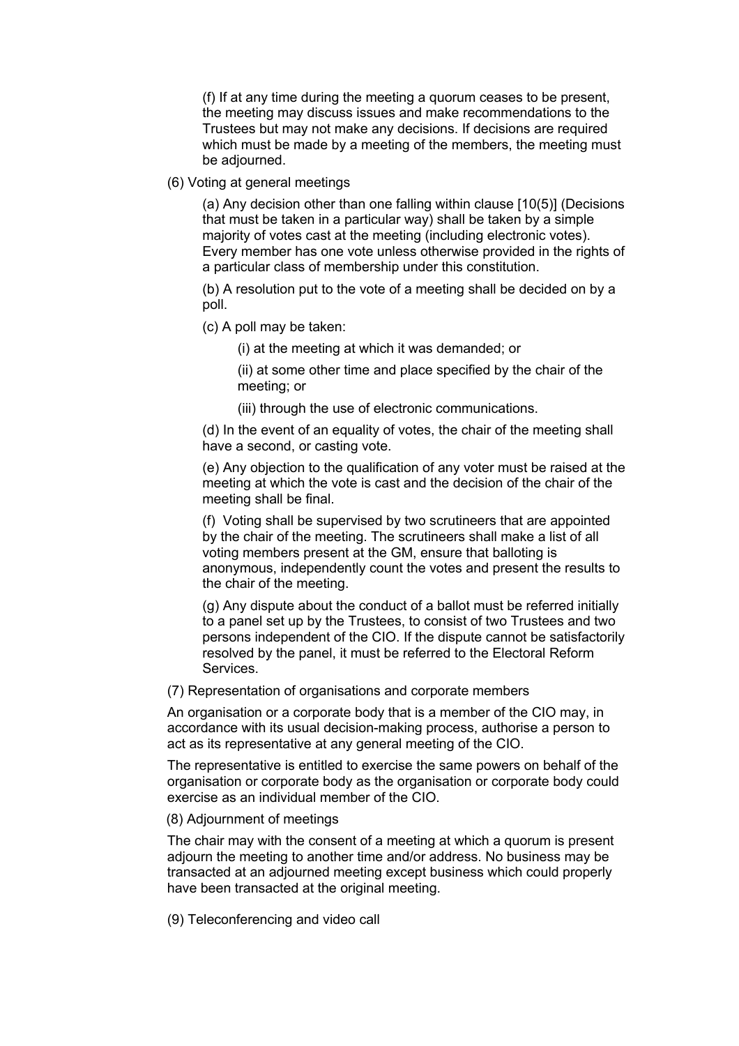(f) If at any time during the meeting a quorum ceases to be present, the meeting may discuss issues and make recommendations to the Trustees but may not make any decisions. If decisions are required which must be made by a meeting of the members, the meeting must be adjourned.

(6) Voting at general meetings

(a) Any decision other than one falling within clause [10(5)] (Decisions that must be taken in a particular way) shall be taken by a simple majority of votes cast at the meeting (including electronic votes). Every member has one vote unless otherwise provided in the rights of a particular class of membership under this constitution.

(b) A resolution put to the vote of a meeting shall be decided on by a poll.

(c) A poll may be taken:

(i) at the meeting at which it was demanded; or

(ii) at some other time and place specified by the chair of the meeting; or

(iii) through the use of electronic communications.

(d) In the event of an equality of votes, the chair of the meeting shall have a second, or casting vote.

(e) Any objection to the qualification of any voter must be raised at the meeting at which the vote is cast and the decision of the chair of the meeting shall be final.

(f) Voting shall be supervised by two scrutineers that are appointed by the chair of the meeting. The scrutineers shall make a list of all voting members present at the GM, ensure that balloting is anonymous, independently count the votes and present the results to the chair of the meeting.

(g) Any dispute about the conduct of a ballot must be referred initially to a panel set up by the Trustees, to consist of two Trustees and two persons independent of the CIO. If the dispute cannot be satisfactorily resolved by the panel, it must be referred to the Electoral Reform Services.

(7) Representation of organisations and corporate members

An organisation or a corporate body that is a member of the CIO may, in accordance with its usual decision-making process, authorise a person to act as its representative at any general meeting of the CIO.

The representative is entitled to exercise the same powers on behalf of the organisation or corporate body as the organisation or corporate body could exercise as an individual member of the CIO.

(8) Adjournment of meetings

The chair may with the consent of a meeting at which a quorum is present adjourn the meeting to another time and/or address. No business may be transacted at an adjourned meeting except business which could properly have been transacted at the original meeting.

(9) Teleconferencing and video call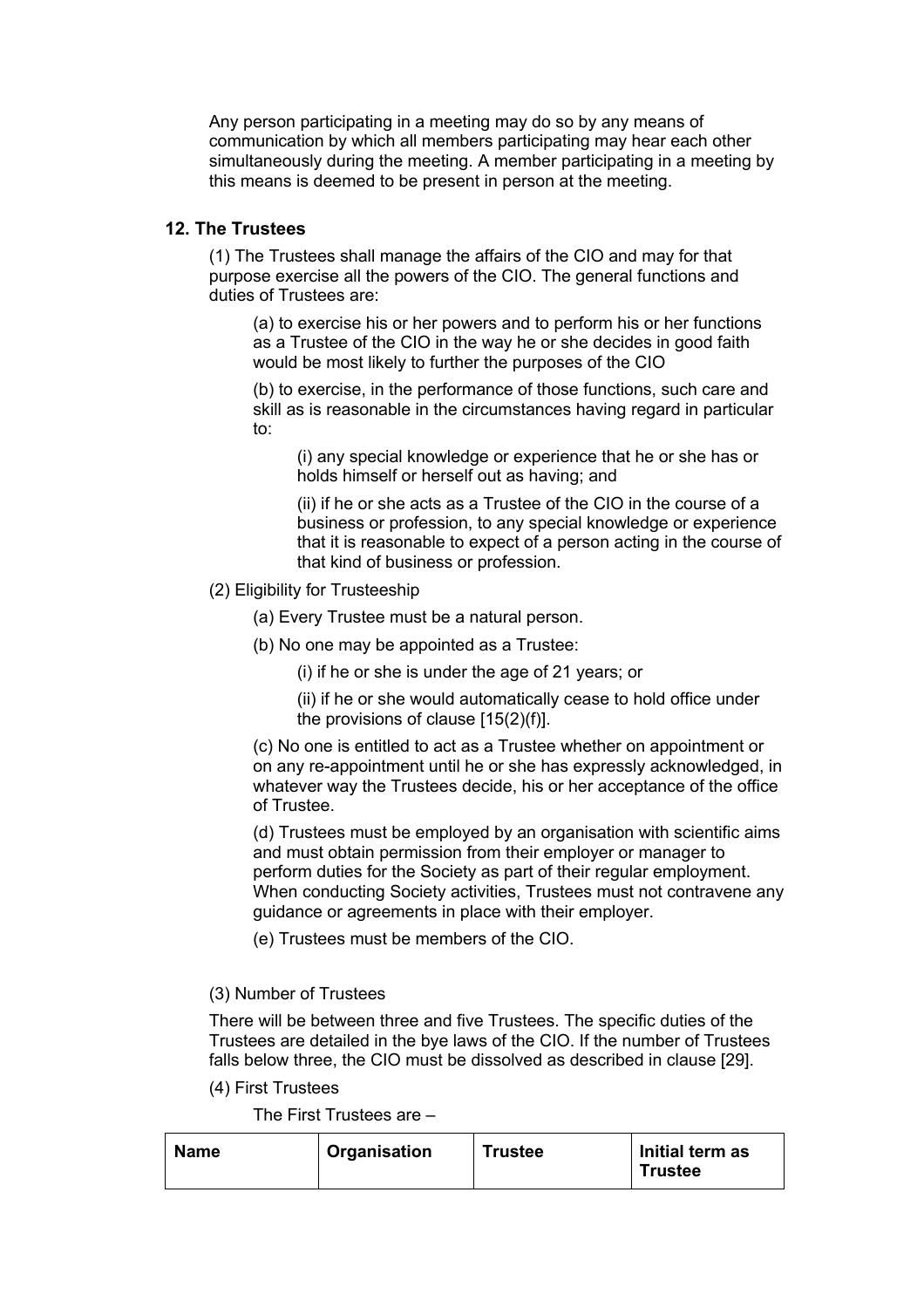Any person participating in a meeting may do so by any means of communication by which all members participating may hear each other simultaneously during the meeting. A member participating in a meeting by this means is deemed to be present in person at the meeting.

## 12. The Trustees

(1) The Trustees shall manage the affairs of the CIO and may for that purpose exercise all the powers of the CIO. The general functions and duties of Trustees are:

(a) to exercise his or her powers and to perform his or her functions as a Trustee of the CIO in the way he or she decides in good faith would be most likely to further the purposes of the CIO

(b) to exercise, in the performance of those functions, such care and skill as is reasonable in the circumstances having regard in particular to:

(i) any special knowledge or experience that he or she has or holds himself or herself out as having; and

(ii) if he or she acts as a Trustee of the CIO in the course of a business or profession, to any special knowledge or experience that it is reasonable to expect of a person acting in the course of that kind of business or profession.

(2) Eligibility for Trusteeship

(a) Every Trustee must be a natural person.

(b) No one may be appointed as a Trustee:

(i) if he or she is under the age of 21 years; or

(ii) if he or she would automatically cease to hold office under the provisions of clause [15(2)(f)].

(c) No one is entitled to act as a Trustee whether on appointment or on any re-appointment until he or she has expressly acknowledged, in whatever way the Trustees decide, his or her acceptance of the office of Trustee.

(d) Trustees must be employed by an organisation with scientific aims and must obtain permission from their employer or manager to perform duties for the Society as part of their regular employment. When conducting Society activities, Trustees must not contravene any guidance or agreements in place with their employer.

(e) Trustees must be members of the CIO.

(3) Number of Trustees

There will be between three and five Trustees. The specific duties of the Trustees are detailed in the bye laws of the CIO. If the number of Trustees falls below three, the CIO must be dissolved as described in clause [29].

(4) First Trustees

The First Trustees are –

| Name | Organisation | Trustee | Initial term as Trustee |
| --- | --- | --- | --- |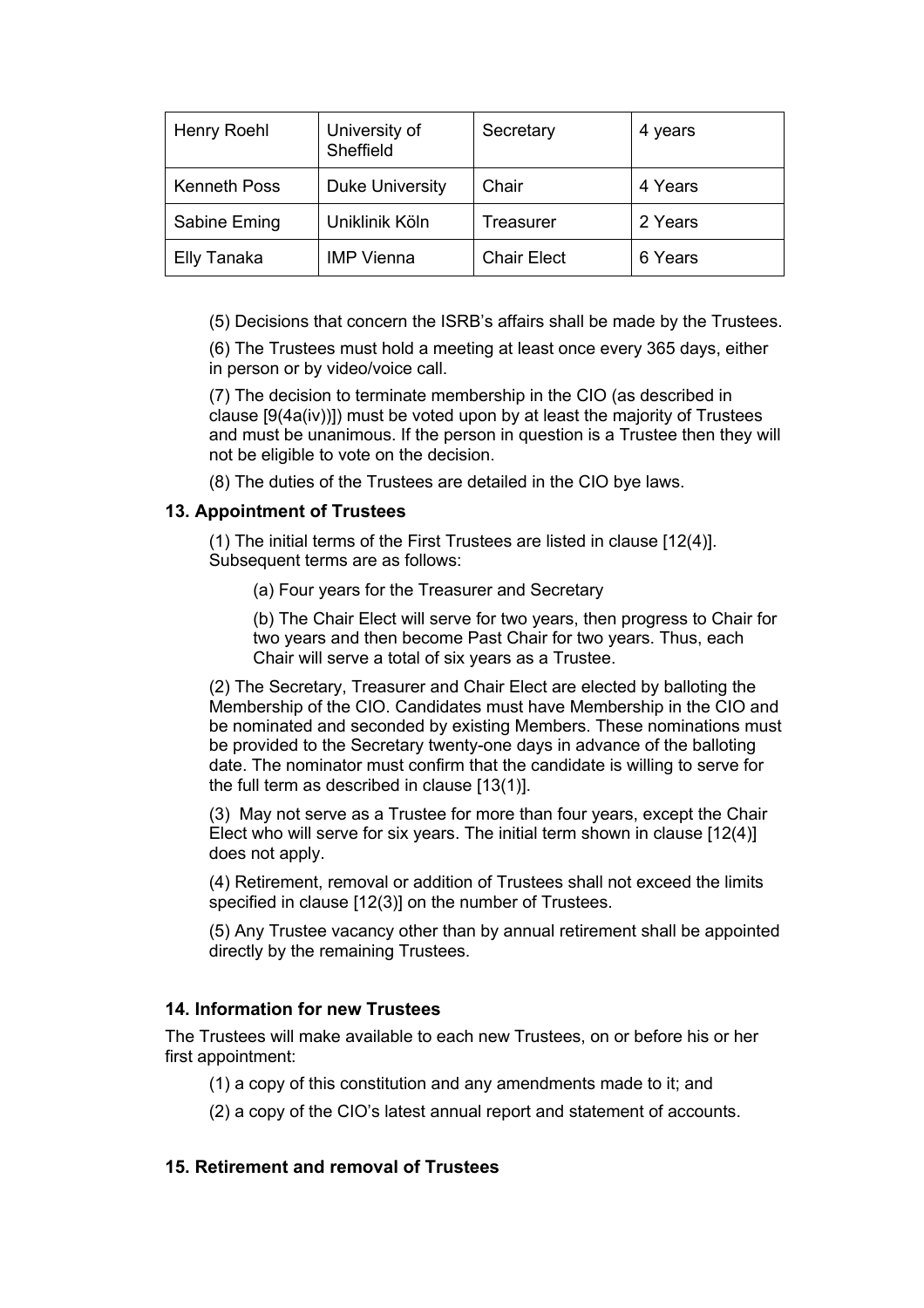| Henry Roehl | University of Sheffield | Secretary | 4 years |
|---|---|---|---|
| Kenneth Poss | Duke University | Chair | 4 Years |
| Sabine Eming | Uniklinik Köln | Treasurer | 2 Years |
| Elly Tanaka | IMP Vienna | Chair Elect | 6 Years |

(5) Decisions that concern the ISRB's affairs shall be made by the Trustees.

(6) The Trustees must hold a meeting at least once every 365 days, either in person or by video/voice call.

(7) The decision to terminate membership in the CIO (as described in clause [9(4a(iv))]) must be voted upon by at least the majority of Trustees and must be unanimous. If the person in question is a Trustee then they will not be eligible to vote on the decision.

(8) The duties of the Trustees are detailed in the CIO bye laws.

### 13. Appointment of Trustees

(1) The initial terms of the First Trustees are listed in clause [12(4)]. Subsequent terms are as follows:

(a) Four years for the Treasurer and Secretary

(b) The Chair Elect will serve for two years, then progress to Chair for two years and then become Past Chair for two years. Thus, each Chair will serve a total of six years as a Trustee.

(2) The Secretary, Treasurer and Chair Elect are elected by balloting the Membership of the CIO. Candidates must have Membership in the CIO and be nominated and seconded by existing Members. These nominations must be provided to the Secretary twenty-one days in advance of the balloting date. The nominator must confirm that the candidate is willing to serve for the full term as described in clause [13(1)].

(3) May not serve as a Trustee for more than four years, except the Chair Elect who will serve for six years. The initial term shown in clause [12(4)] does not apply.

(4) Retirement, removal or addition of Trustees shall not exceed the limits specified in clause [12(3)] on the number of Trustees.

(5) Any Trustee vacancy other than by annual retirement shall be appointed directly by the remaining Trustees.

### 14. Information for new Trustees

The Trustees will make available to each new Trustees, on or before his or her first appointment:

(1) a copy of this constitution and any amendments made to it; and

(2) a copy of the CIO's latest annual report and statement of accounts.

### 15. Retirement and removal of Trustees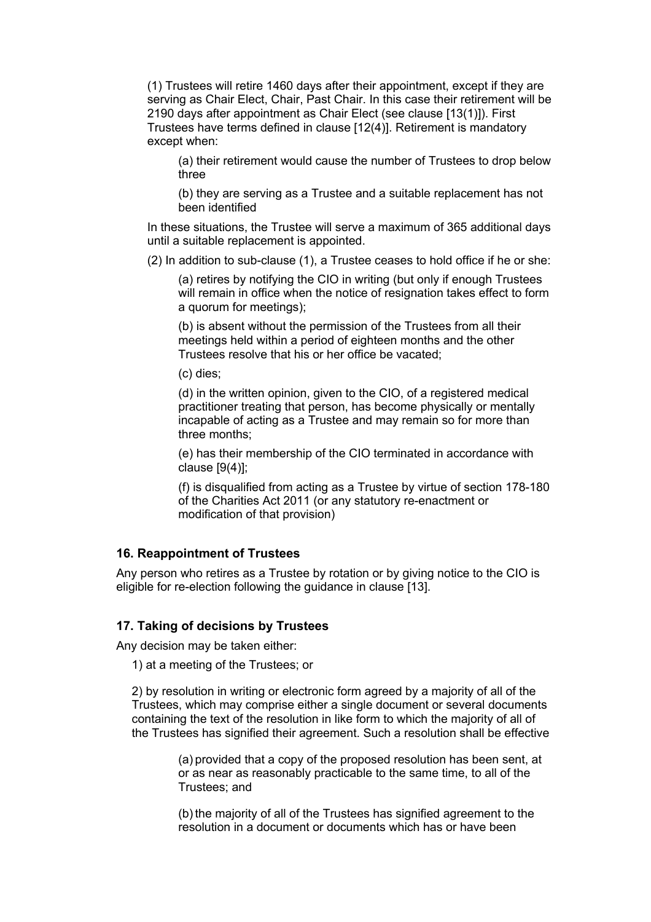(1) Trustees will retire 1460 days after their appointment, except if they are serving as Chair Elect, Chair, Past Chair. In this case their retirement will be 2190 days after appointment as Chair Elect (see clause [13(1)]). First Trustees have terms defined in clause [12(4)]. Retirement is mandatory except when:

(a) their retirement would cause the number of Trustees to drop below three

(b) they are serving as a Trustee and a suitable replacement has not been identified

In these situations, the Trustee will serve a maximum of 365 additional days until a suitable replacement is appointed.

(2) In addition to sub-clause (1), a Trustee ceases to hold office if he or she:

(a) retires by notifying the CIO in writing (but only if enough Trustees will remain in office when the notice of resignation takes effect to form a quorum for meetings);

(b) is absent without the permission of the Trustees from all their meetings held within a period of eighteen months and the other Trustees resolve that his or her office be vacated;

(c) dies;

(d) in the written opinion, given to the CIO, of a registered medical practitioner treating that person, has become physically or mentally incapable of acting as a Trustee and may remain so for more than three months;

(e) has their membership of the CIO terminated in accordance with clause [9(4)];

(f) is disqualified from acting as a Trustee by virtue of section 178-180 of the Charities Act 2011 (or any statutory re-enactment or modification of that provision)

### 16. Reappointment of Trustees

Any person who retires as a Trustee by rotation or by giving notice to the CIO is eligible for re-election following the guidance in clause [13].

### 17. Taking of decisions by Trustees

Any decision may be taken either:

1) at a meeting of the Trustees; or

2) by resolution in writing or electronic form agreed by a majority of all of the Trustees, which may comprise either a single document or several documents containing the text of the resolution in like form to which the majority of all of the Trustees has signified their agreement. Such a resolution shall be effective

(a) provided that a copy of the proposed resolution has been sent, at or as near as reasonably practicable to the same time, to all of the Trustees; and

(b) the majority of all of the Trustees has signified agreement to the resolution in a document or documents which has or have been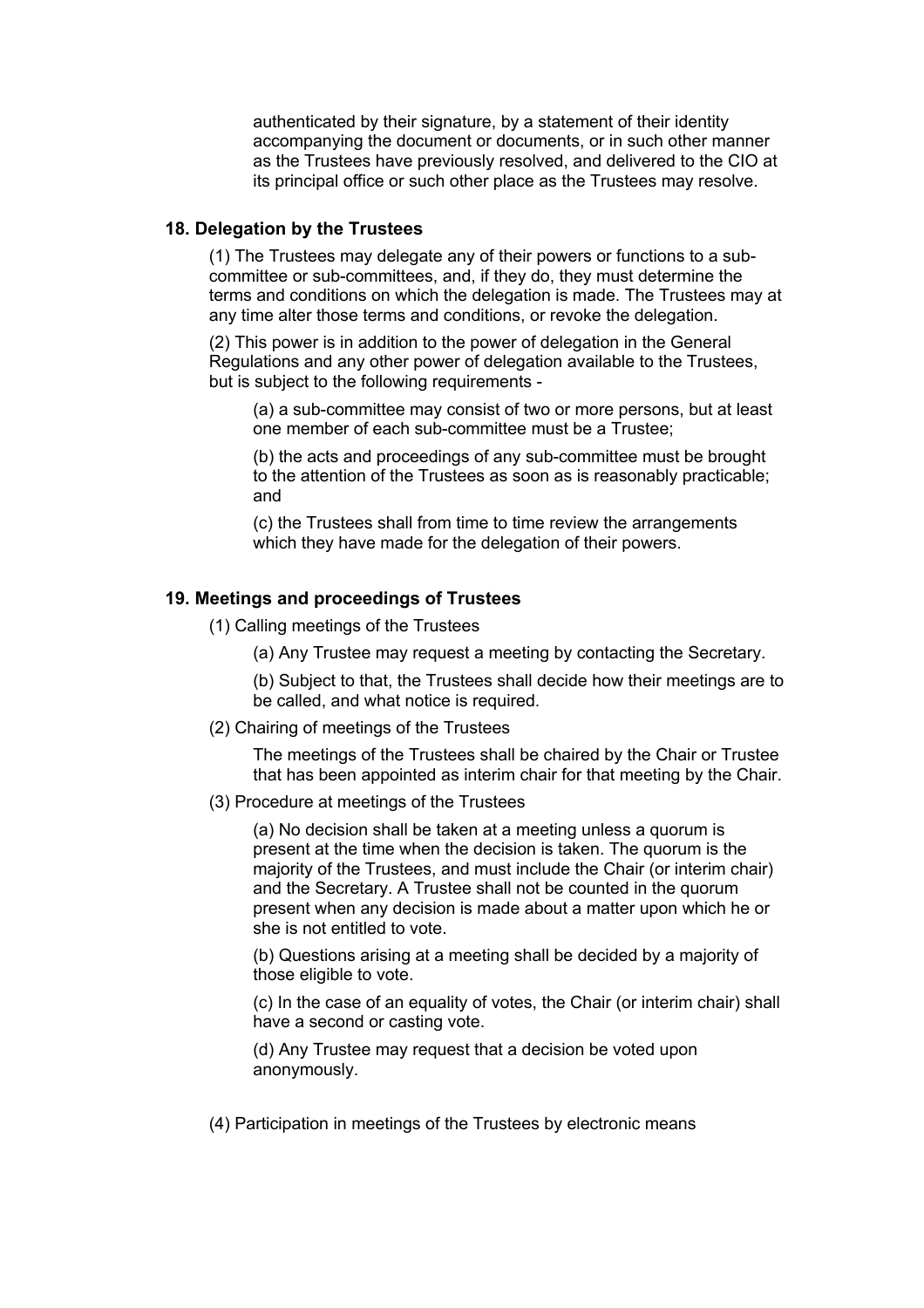authenticated by their signature, by a statement of their identity accompanying the document or documents, or in such other manner as the Trustees have previously resolved, and delivered to the CIO at its principal office or such other place as the Trustees may resolve.

### 18. Delegation by the Trustees

(1) The Trustees may delegate any of their powers or functions to a sub-committee or sub-committees, and, if they do, they must determine the terms and conditions on which the delegation is made. The Trustees may at any time alter those terms and conditions, or revoke the delegation.

(2) This power is in addition to the power of delegation in the General Regulations and any other power of delegation available to the Trustees, but is subject to the following requirements -

(a) a sub-committee may consist of two or more persons, but at least one member of each sub-committee must be a Trustee;

(b) the acts and proceedings of any sub-committee must be brought to the attention of the Trustees as soon as is reasonably practicable; and

(c) the Trustees shall from time to time review the arrangements which they have made for the delegation of their powers.

### 19. Meetings and proceedings of Trustees

(1) Calling meetings of the Trustees

(a) Any Trustee may request a meeting by contacting the Secretary.

(b) Subject to that, the Trustees shall decide how their meetings are to be called, and what notice is required.

(2) Chairing of meetings of the Trustees

The meetings of the Trustees shall be chaired by the Chair or Trustee that has been appointed as interim chair for that meeting by the Chair.

(3) Procedure at meetings of the Trustees

(a) No decision shall be taken at a meeting unless a quorum is present at the time when the decision is taken. The quorum is the majority of the Trustees, and must include the Chair (or interim chair) and the Secretary. A Trustee shall not be counted in the quorum present when any decision is made about a matter upon which he or she is not entitled to vote.

(b) Questions arising at a meeting shall be decided by a majority of those eligible to vote.

(c) In the case of an equality of votes, the Chair (or interim chair) shall have a second or casting vote.

(d) Any Trustee may request that a decision be voted upon anonymously.

(4) Participation in meetings of the Trustees by electronic means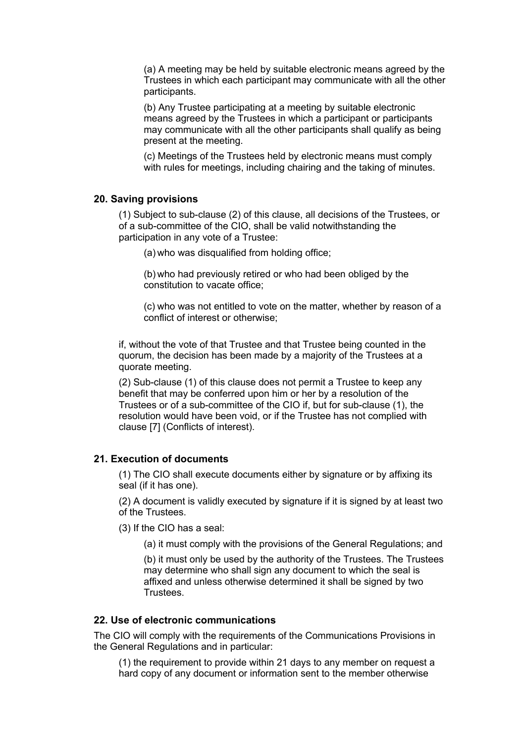(a) A meeting may be held by suitable electronic means agreed by the Trustees in which each participant may communicate with all the other participants.

(b) Any Trustee participating at a meeting by suitable electronic means agreed by the Trustees in which a participant or participants may communicate with all the other participants shall qualify as being present at the meeting.

(c) Meetings of the Trustees held by electronic means must comply with rules for meetings, including chairing and the taking of minutes.

### 20. Saving provisions

(1) Subject to sub-clause (2) of this clause, all decisions of the Trustees, or of a sub-committee of the CIO, shall be valid notwithstanding the participation in any vote of a Trustee:

(a) who was disqualified from holding office;

(b) who had previously retired or who had been obliged by the constitution to vacate office;

(c) who was not entitled to vote on the matter, whether by reason of a conflict of interest or otherwise;

if, without the vote of that Trustee and that Trustee being counted in the quorum, the decision has been made by a majority of the Trustees at a quorate meeting.

(2) Sub-clause (1) of this clause does not permit a Trustee to keep any benefit that may be conferred upon him or her by a resolution of the Trustees or of a sub-committee of the CIO if, but for sub-clause (1), the resolution would have been void, or if the Trustee has not complied with clause [7] (Conflicts of interest).

### 21. Execution of documents

(1) The CIO shall execute documents either by signature or by affixing its seal (if it has one).

(2) A document is validly executed by signature if it is signed by at least two of the Trustees.

(3) If the CIO has a seal:

(a) it must comply with the provisions of the General Regulations; and

(b) it must only be used by the authority of the Trustees. The Trustees may determine who shall sign any document to which the seal is affixed and unless otherwise determined it shall be signed by two Trustees.

### 22. Use of electronic communications

The CIO will comply with the requirements of the Communications Provisions in the General Regulations and in particular:

(1) the requirement to provide within 21 days to any member on request a hard copy of any document or information sent to the member otherwise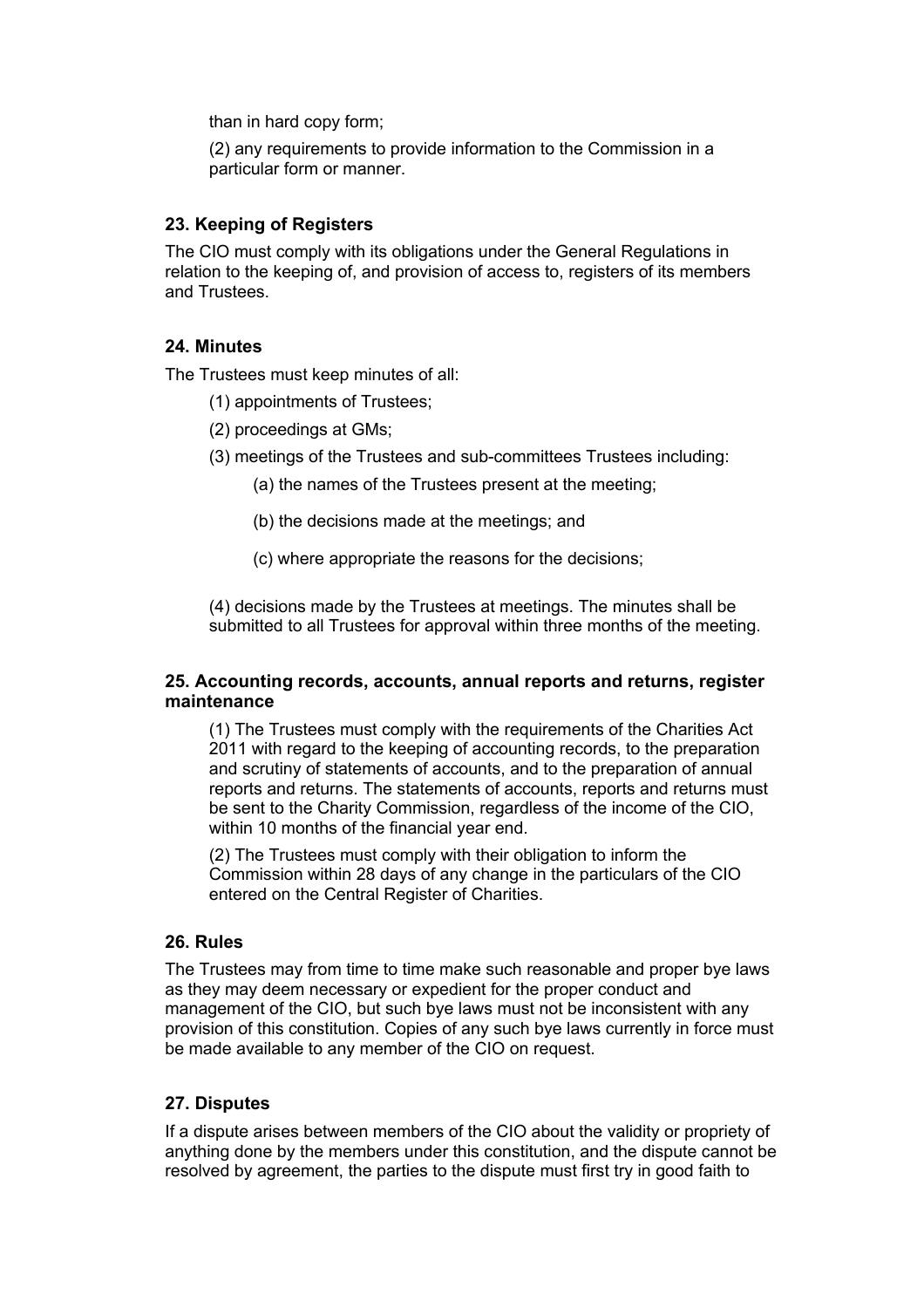than in hard copy form;

(2) any requirements to provide information to the Commission in a particular form or manner.

### 23. Keeping of Registers

The CIO must comply with its obligations under the General Regulations in relation to the keeping of, and provision of access to, registers of its members and Trustees.

### 24. Minutes

The Trustees must keep minutes of all:

(1) appointments of Trustees;

(2) proceedings at GMs;

(3) meetings of the Trustees and sub-committees Trustees including:

(a) the names of the Trustees present at the meeting;

(b) the decisions made at the meetings; and

(c) where appropriate the reasons for the decisions;

(4) decisions made by the Trustees at meetings. The minutes shall be submitted to all Trustees for approval within three months of the meeting.

### 25. Accounting records, accounts, annual reports and returns, register maintenance

(1) The Trustees must comply with the requirements of the Charities Act 2011 with regard to the keeping of accounting records, to the preparation and scrutiny of statements of accounts, and to the preparation of annual reports and returns. The statements of accounts, reports and returns must be sent to the Charity Commission, regardless of the income of the CIO, within 10 months of the financial year end.

(2) The Trustees must comply with their obligation to inform the Commission within 28 days of any change in the particulars of the CIO entered on the Central Register of Charities.

### 26. Rules

The Trustees may from time to time make such reasonable and proper bye laws as they may deem necessary or expedient for the proper conduct and management of the CIO, but such bye laws must not be inconsistent with any provision of this constitution. Copies of any such bye laws currently in force must be made available to any member of the CIO on request.

### 27. Disputes

If a dispute arises between members of the CIO about the validity or propriety of anything done by the members under this constitution, and the dispute cannot be resolved by agreement, the parties to the dispute must first try in good faith to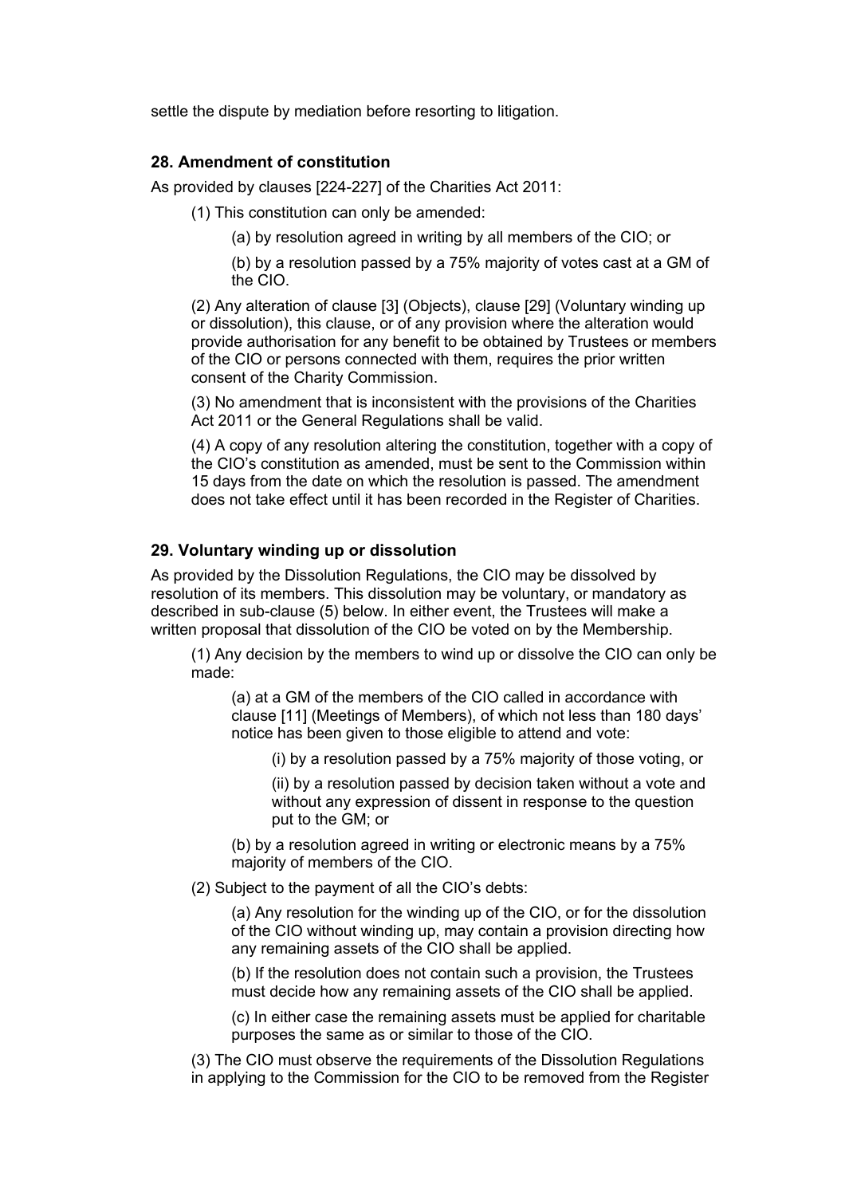settle the dispute by mediation before resorting to litigation.

### 28. Amendment of constitution

As provided by clauses [224-227] of the Charities Act 2011:

(1) This constitution can only be amended:

(a) by resolution agreed in writing by all members of the CIO; or

(b) by a resolution passed by a 75% majority of votes cast at a GM of the CIO.

(2) Any alteration of clause [3] (Objects), clause [29] (Voluntary winding up or dissolution), this clause, or of any provision where the alteration would provide authorisation for any benefit to be obtained by Trustees or members of the CIO or persons connected with them, requires the prior written consent of the Charity Commission.

(3) No amendment that is inconsistent with the provisions of the Charities Act 2011 or the General Regulations shall be valid.

(4) A copy of any resolution altering the constitution, together with a copy of the CIO's constitution as amended, must be sent to the Commission within 15 days from the date on which the resolution is passed. The amendment does not take effect until it has been recorded in the Register of Charities.

### 29. Voluntary winding up or dissolution

As provided by the Dissolution Regulations, the CIO may be dissolved by resolution of its members. This dissolution may be voluntary, or mandatory as described in sub-clause (5) below. In either event, the Trustees will make a written proposal that dissolution of the CIO be voted on by the Membership.

(1) Any decision by the members to wind up or dissolve the CIO can only be made:

(a) at a GM of the members of the CIO called in accordance with clause [11] (Meetings of Members), of which not less than 180 days' notice has been given to those eligible to attend and vote:

(i) by a resolution passed by a 75% majority of those voting, or

(ii) by a resolution passed by decision taken without a vote and without any expression of dissent in response to the question put to the GM; or

(b) by a resolution agreed in writing or electronic means by a 75% majority of members of the CIO.

(2) Subject to the payment of all the CIO's debts:

(a) Any resolution for the winding up of the CIO, or for the dissolution of the CIO without winding up, may contain a provision directing how any remaining assets of the CIO shall be applied.

(b) If the resolution does not contain such a provision, the Trustees must decide how any remaining assets of the CIO shall be applied.

(c) In either case the remaining assets must be applied for charitable purposes the same as or similar to those of the CIO.

(3) The CIO must observe the requirements of the Dissolution Regulations in applying to the Commission for the CIO to be removed from the Register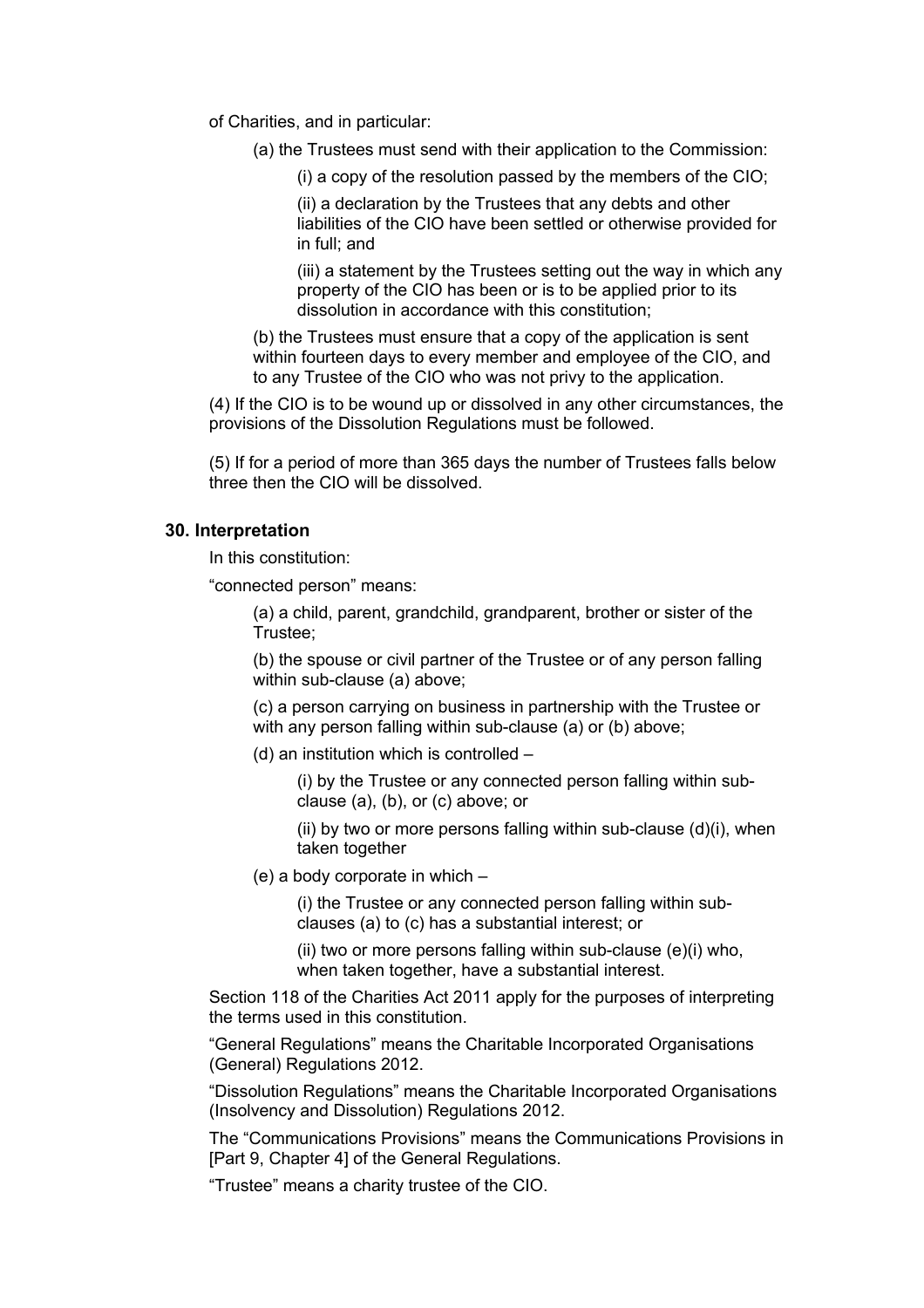of Charities, and in particular:

(a) the Trustees must send with their application to the Commission:

(i) a copy of the resolution passed by the members of the CIO;

(ii) a declaration by the Trustees that any debts and other liabilities of the CIO have been settled or otherwise provided for in full; and

(iii) a statement by the Trustees setting out the way in which any property of the CIO has been or is to be applied prior to its dissolution in accordance with this constitution;

(b) the Trustees must ensure that a copy of the application is sent within fourteen days to every member and employee of the CIO, and to any Trustee of the CIO who was not privy to the application.

(4) If the CIO is to be wound up or dissolved in any other circumstances, the provisions of the Dissolution Regulations must be followed.

(5) If for a period of more than 365 days the number of Trustees falls below three then the CIO will be dissolved.

### 30. Interpretation

In this constitution:

"connected person" means:

(a) a child, parent, grandchild, grandparent, brother or sister of the Trustee;

(b) the spouse or civil partner of the Trustee or of any person falling within sub-clause (a) above;

(c) a person carrying on business in partnership with the Trustee or with any person falling within sub-clause (a) or (b) above;

(d) an institution which is controlled –

(i) by the Trustee or any connected person falling within sub-clause (a), (b), or (c) above; or

(ii) by two or more persons falling within sub-clause (d)(i), when taken together

(e) a body corporate in which –

(i) the Trustee or any connected person falling within sub-clauses (a) to (c) has a substantial interest; or

(ii) two or more persons falling within sub-clause (e)(i) who, when taken together, have a substantial interest.

Section 118 of the Charities Act 2011 apply for the purposes of interpreting the terms used in this constitution.

"General Regulations" means the Charitable Incorporated Organisations (General) Regulations 2012.

"Dissolution Regulations" means the Charitable Incorporated Organisations (Insolvency and Dissolution) Regulations 2012.

The "Communications Provisions" means the Communications Provisions in [Part 9, Chapter 4] of the General Regulations.

"Trustee" means a charity trustee of the CIO.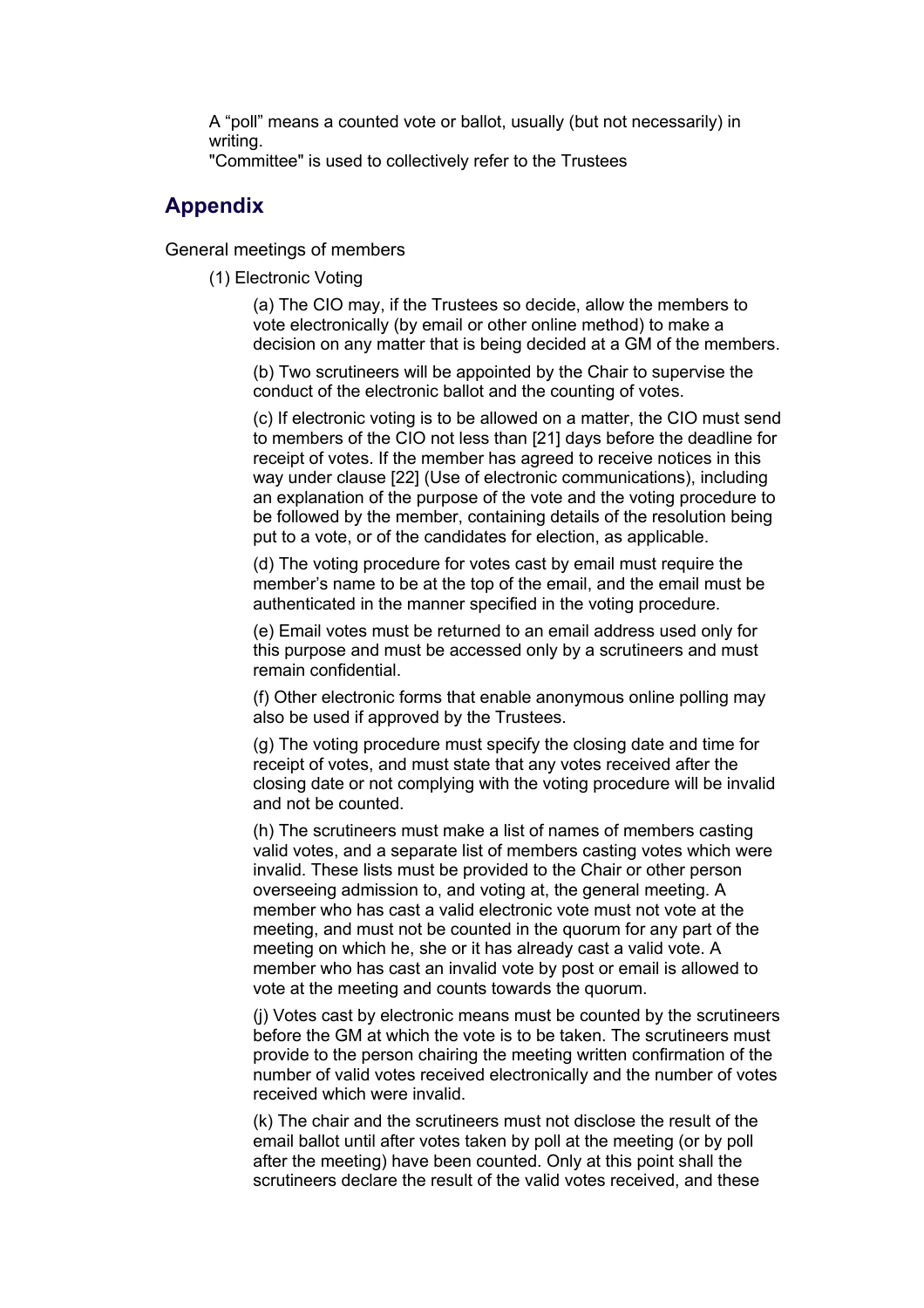A "poll" means a counted vote or ballot, usually (but not necessarily) in writing.
"Committee" is used to collectively refer to the Trustees

## Appendix

General meetings of members

(1) Electronic Voting

(a) The CIO may, if the Trustees so decide, allow the members to vote electronically (by email or other online method) to make a decision on any matter that is being decided at a GM of the members.

(b) Two scrutineers will be appointed by the Chair to supervise the conduct of the electronic ballot and the counting of votes.

(c) If electronic voting is to be allowed on a matter, the CIO must send to members of the CIO not less than [21] days before the deadline for receipt of votes. If the member has agreed to receive notices in this way under clause [22] (Use of electronic communications), including an explanation of the purpose of the vote and the voting procedure to be followed by the member, containing details of the resolution being put to a vote, or of the candidates for election, as applicable.

(d) The voting procedure for votes cast by email must require the member's name to be at the top of the email, and the email must be authenticated in the manner specified in the voting procedure.

(e) Email votes must be returned to an email address used only for this purpose and must be accessed only by a scrutineers and must remain confidential.

(f) Other electronic forms that enable anonymous online polling may also be used if approved by the Trustees.

(g) The voting procedure must specify the closing date and time for receipt of votes, and must state that any votes received after the closing date or not complying with the voting procedure will be invalid and not be counted.

(h) The scrutineers must make a list of names of members casting valid votes, and a separate list of members casting votes which were invalid. These lists must be provided to the Chair or other person overseeing admission to, and voting at, the general meeting. A member who has cast a valid electronic vote must not vote at the meeting, and must not be counted in the quorum for any part of the meeting on which he, she or it has already cast a valid vote. A member who has cast an invalid vote by post or email is allowed to vote at the meeting and counts towards the quorum.

(j) Votes cast by electronic means must be counted by the scrutineers before the GM at which the vote is to be taken. The scrutineers must provide to the person chairing the meeting written confirmation of the number of valid votes received electronically and the number of votes received which were invalid.

(k) The chair and the scrutineers must not disclose the result of the email ballot until after votes taken by poll at the meeting (or by poll after the meeting) have been counted. Only at this point shall the scrutineers declare the result of the valid votes received, and these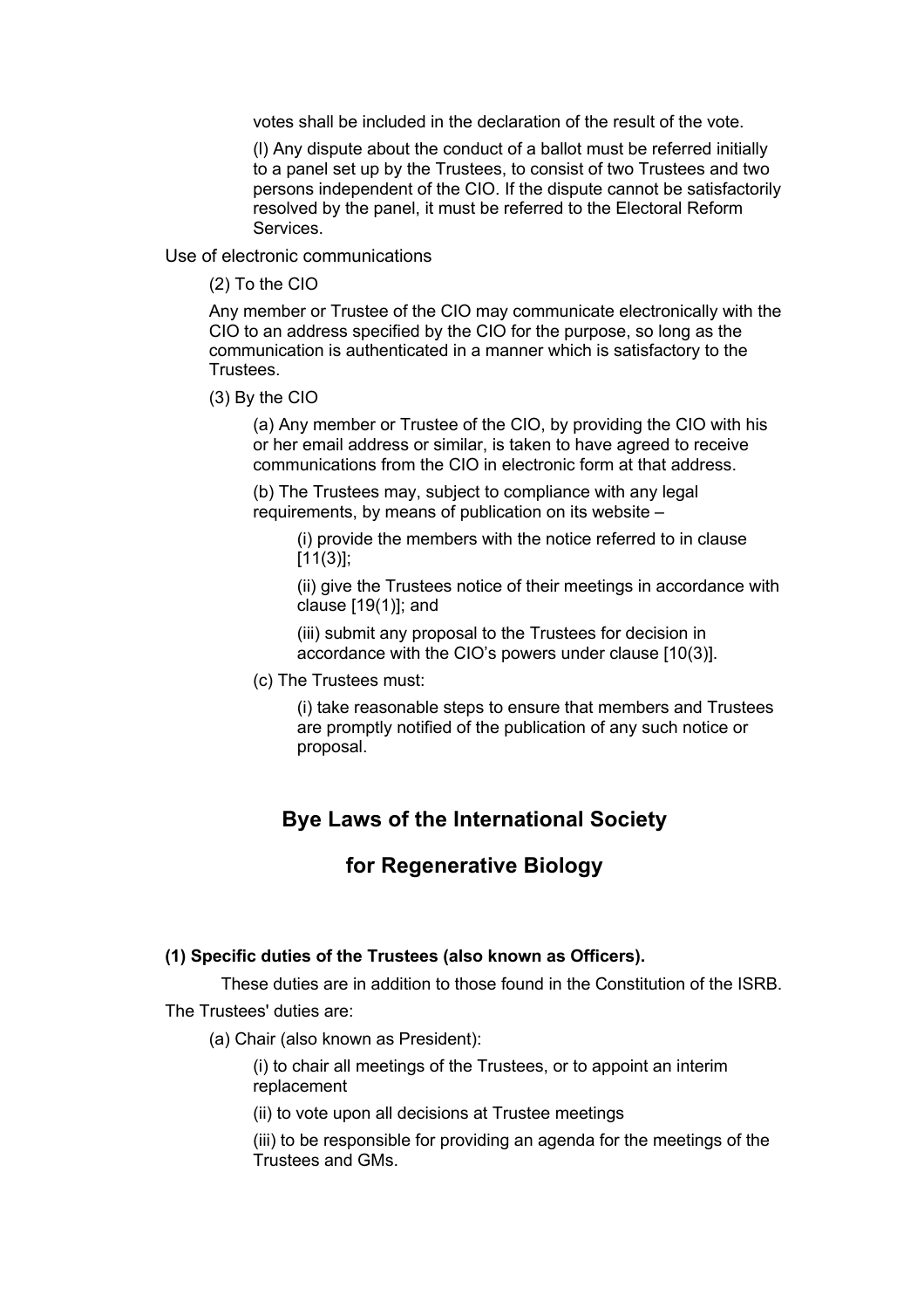votes shall be included in the declaration of the result of the vote.

(l) Any dispute about the conduct of a ballot must be referred initially to a panel set up by the Trustees, to consist of two Trustees and two persons independent of the CIO. If the dispute cannot be satisfactorily resolved by the panel, it must be referred to the Electoral Reform Services.

Use of electronic communications

(2) To the CIO

Any member or Trustee of the CIO may communicate electronically with the CIO to an address specified by the CIO for the purpose, so long as the communication is authenticated in a manner which is satisfactory to the Trustees.

(3) By the CIO

(a) Any member or Trustee of the CIO, by providing the CIO with his or her email address or similar, is taken to have agreed to receive communications from the CIO in electronic form at that address.

(b) The Trustees may, subject to compliance with any legal requirements, by means of publication on its website –

(i) provide the members with the notice referred to in clause [11(3)];

(ii) give the Trustees notice of their meetings in accordance with clause [19(1)]; and

(iii) submit any proposal to the Trustees for decision in accordance with the CIO's powers under clause [10(3)].

(c) The Trustees must:

(i) take reasonable steps to ensure that members and Trustees are promptly notified of the publication of any such notice or proposal.

# Bye Laws of the International Society for Regenerative Biology

**(1) Specific duties of the Trustees (also known as Officers).**

These duties are in addition to those found in the Constitution of the ISRB.

The Trustees' duties are:

(a) Chair (also known as President):

(i) to chair all meetings of the Trustees, or to appoint an interim replacement

(ii) to vote upon all decisions at Trustee meetings

(iii) to be responsible for providing an agenda for the meetings of the Trustees and GMs.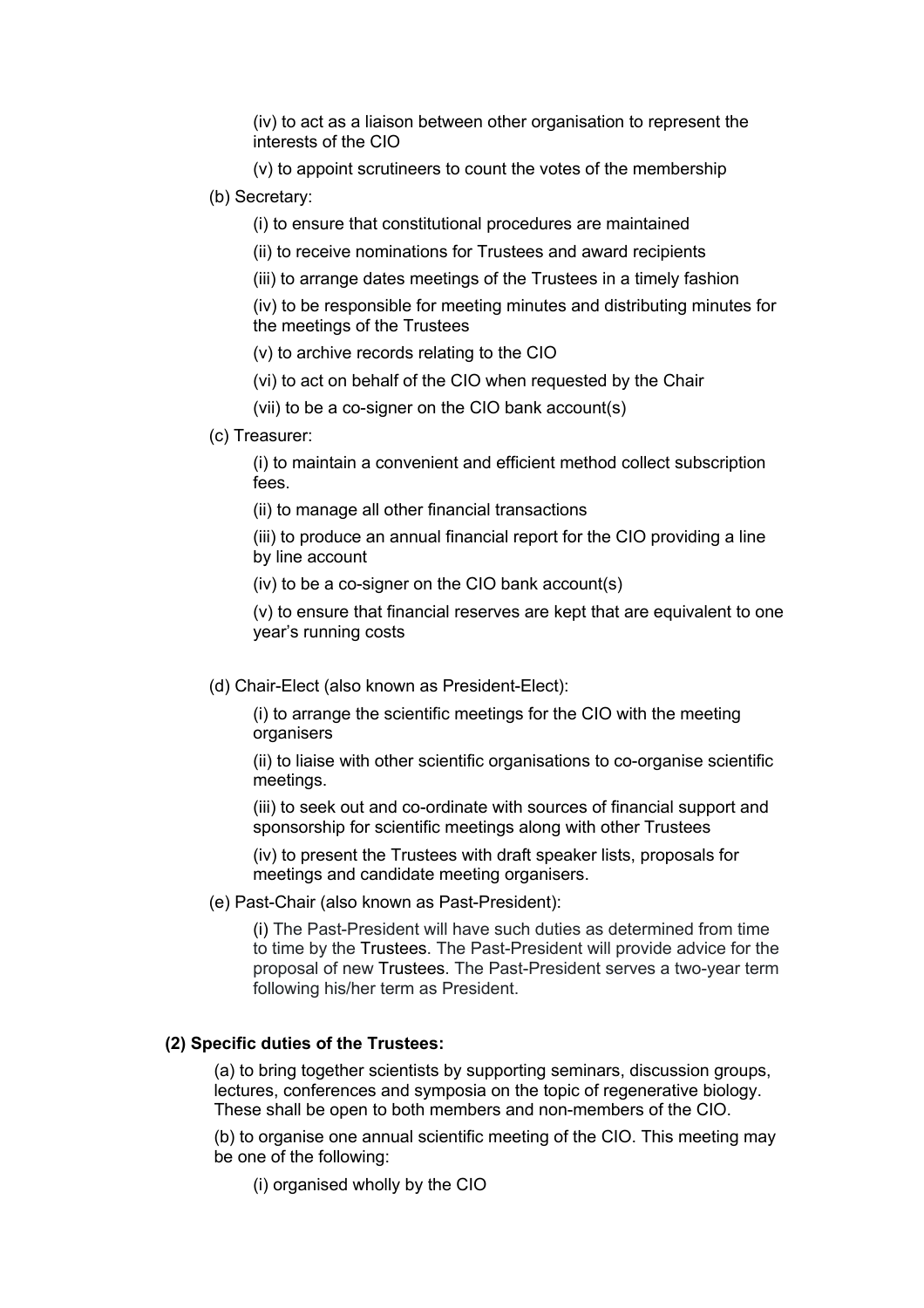(iv) to act as a liaison between other organisation to represent the interests of the CIO

(v) to appoint scrutineers to count the votes of the membership

(b) Secretary:

(i) to ensure that constitutional procedures are maintained

(ii) to receive nominations for Trustees and award recipients

(iii) to arrange dates meetings of the Trustees in a timely fashion

(iv) to be responsible for meeting minutes and distributing minutes for the meetings of the Trustees

(v) to archive records relating to the CIO

(vi) to act on behalf of the CIO when requested by the Chair

(vii) to be a co-signer on the CIO bank account(s)

(c) Treasurer:

(i) to maintain a convenient and efficient method collect subscription fees.

(ii) to manage all other financial transactions

(iii) to produce an annual financial report for the CIO providing a line by line account

(iv) to be a co-signer on the CIO bank account(s)

(v) to ensure that financial reserves are kept that are equivalent to one year's running costs

(d) Chair-Elect (also known as President-Elect):

(i) to arrange the scientific meetings for the CIO with the meeting organisers

(ii) to liaise with other scientific organisations to co-organise scientific meetings.

(iii) to seek out and co-ordinate with sources of financial support and sponsorship for scientific meetings along with other Trustees

(iv) to present the Trustees with draft speaker lists, proposals for meetings and candidate meeting organisers.

(e) Past-Chair (also known as Past-President):

(i) The Past-President will have such duties as determined from time to time by the Trustees. The Past-President will provide advice for the proposal of new Trustees. The Past-President serves a two-year term following his/her term as President.

**(2) Specific duties of the Trustees:**

(a) to bring together scientists by supporting seminars, discussion groups, lectures, conferences and symposia on the topic of regenerative biology. These shall be open to both members and non-members of the CIO.

(b) to organise one annual scientific meeting of the CIO. This meeting may be one of the following:

(i) organised wholly by the CIO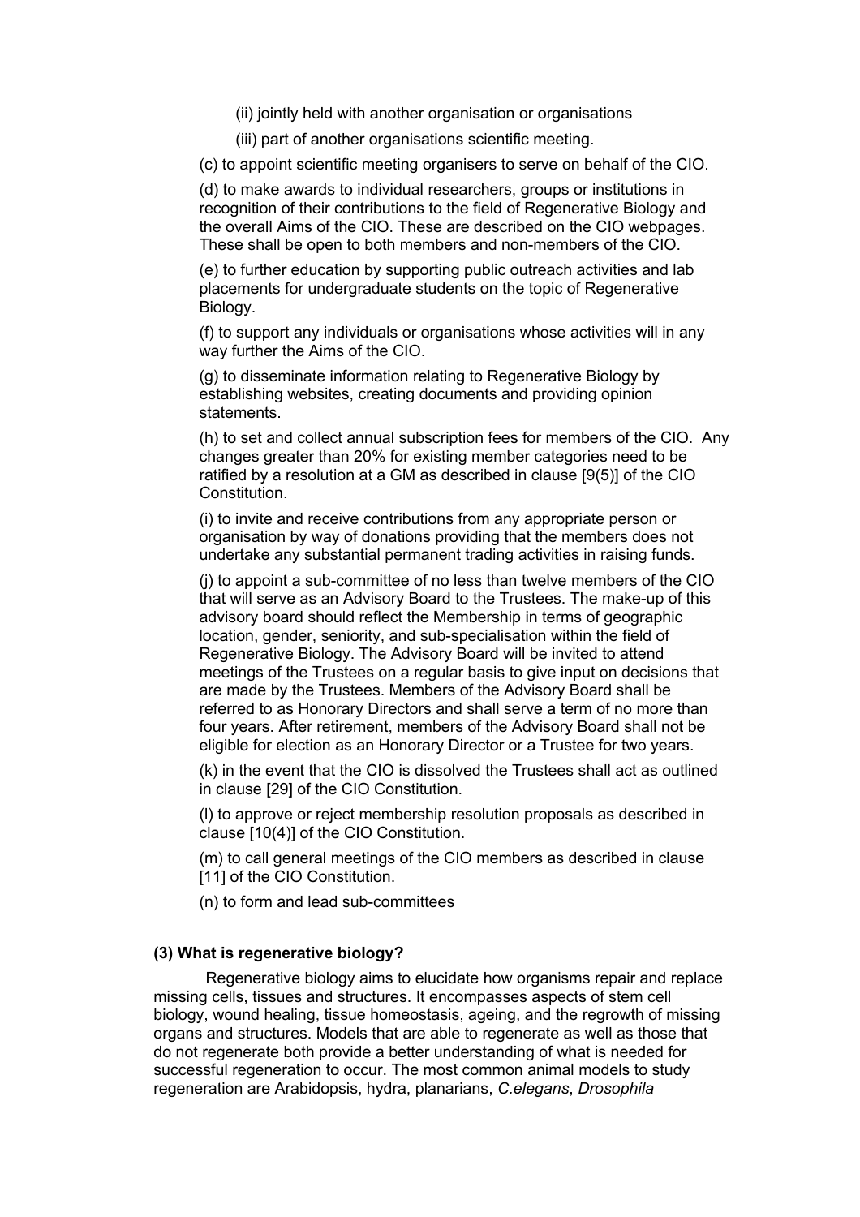(ii) jointly held with another organisation or organisations

(iii) part of another organisations scientific meeting.

(c) to appoint scientific meeting organisers to serve on behalf of the CIO.

(d) to make awards to individual researchers, groups or institutions in recognition of their contributions to the field of Regenerative Biology and the overall Aims of the CIO. These are described on the CIO webpages. These shall be open to both members and non-members of the CIO.

(e) to further education by supporting public outreach activities and lab placements for undergraduate students on the topic of Regenerative Biology.

(f) to support any individuals or organisations whose activities will in any way further the Aims of the CIO.

(g) to disseminate information relating to Regenerative Biology by establishing websites, creating documents and providing opinion statements.

(h) to set and collect annual subscription fees for members of the CIO. Any changes greater than 20% for existing member categories need to be ratified by a resolution at a GM as described in clause [9(5)] of the CIO Constitution.

(i) to invite and receive contributions from any appropriate person or organisation by way of donations providing that the members does not undertake any substantial permanent trading activities in raising funds.

(j) to appoint a sub-committee of no less than twelve members of the CIO that will serve as an Advisory Board to the Trustees. The make-up of this advisory board should reflect the Membership in terms of geographic location, gender, seniority, and sub-specialisation within the field of Regenerative Biology. The Advisory Board will be invited to attend meetings of the Trustees on a regular basis to give input on decisions that are made by the Trustees. Members of the Advisory Board shall be referred to as Honorary Directors and shall serve a term of no more than four years. After retirement, members of the Advisory Board shall not be eligible for election as an Honorary Director or a Trustee for two years.

(k) in the event that the CIO is dissolved the Trustees shall act as outlined in clause [29] of the CIO Constitution.

(l) to approve or reject membership resolution proposals as described in clause [10(4)] of the CIO Constitution.

(m) to call general meetings of the CIO members as described in clause [11] of the CIO Constitution.

(n) to form and lead sub-committees

**(3) What is regenerative biology?**

Regenerative biology aims to elucidate how organisms repair and replace missing cells, tissues and structures. It encompasses aspects of stem cell biology, wound healing, tissue homeostasis, ageing, and the regrowth of missing organs and structures. Models that are able to regenerate as well as those that do not regenerate both provide a better understanding of what is needed for successful regeneration to occur. The most common animal models to study regeneration are Arabidopsis, hydra, planarians, *C.elegans*, *Drosophila*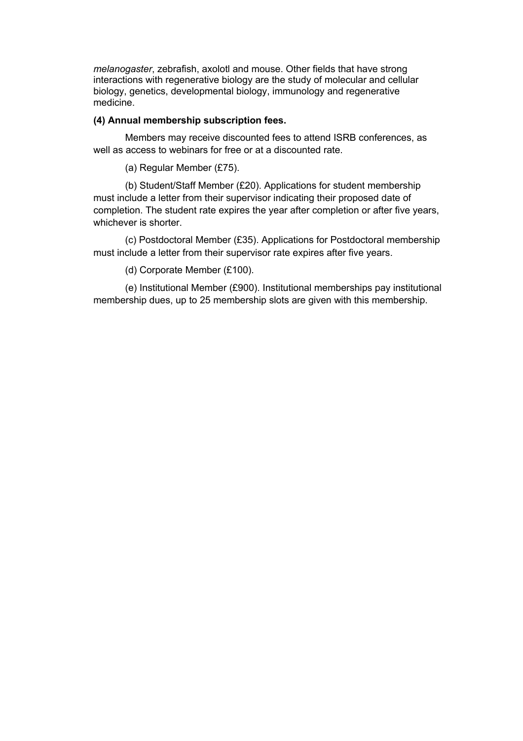*melanogaster*, zebrafish, axolotl and mouse. Other fields that have strong interactions with regenerative biology are the study of molecular and cellular biology, genetics, developmental biology, immunology and regenerative medicine.

**(4) Annual membership subscription fees.**

Members may receive discounted fees to attend ISRB conferences, as well as access to webinars for free or at a discounted rate.

(a) Regular Member (£75).

(b) Student/Staff Member (£20). Applications for student membership must include a letter from their supervisor indicating their proposed date of completion. The student rate expires the year after completion or after five years, whichever is shorter.

(c) Postdoctoral Member (£35). Applications for Postdoctoral membership must include a letter from their supervisor rate expires after five years.

(d) Corporate Member (£100).

(e) Institutional Member (£900). Institutional memberships pay institutional membership dues, up to 25 membership slots are given with this membership.